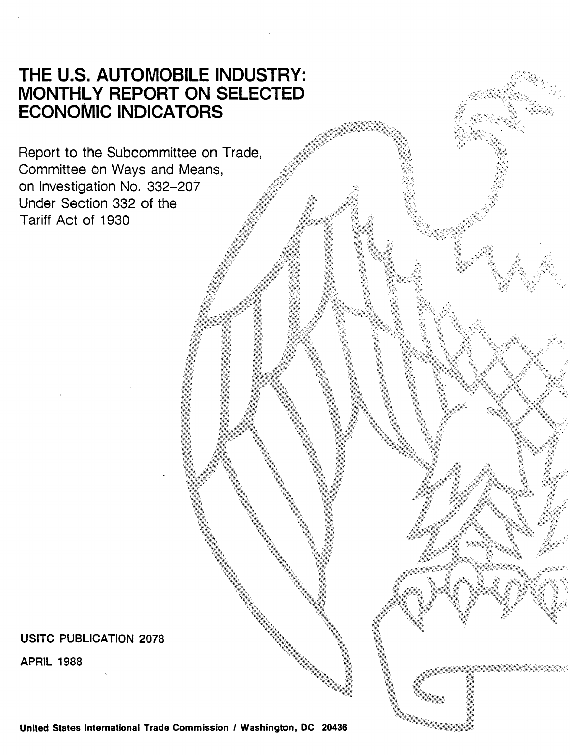# THE U.S. AUTOMOBILE INDUSTRY: MONTHLY REPORT ON SELECTED ECONOMIC INDICATORS

Report to the Subcommittee on Trade, Committee on Ways and Means, on Investigation No. 332-207 Under Section 332 of the Tariff Act of 1930

USITC PUBLICATION 2078

APRIL 1988

**United States International Trade Commission / Washington, DC 20436**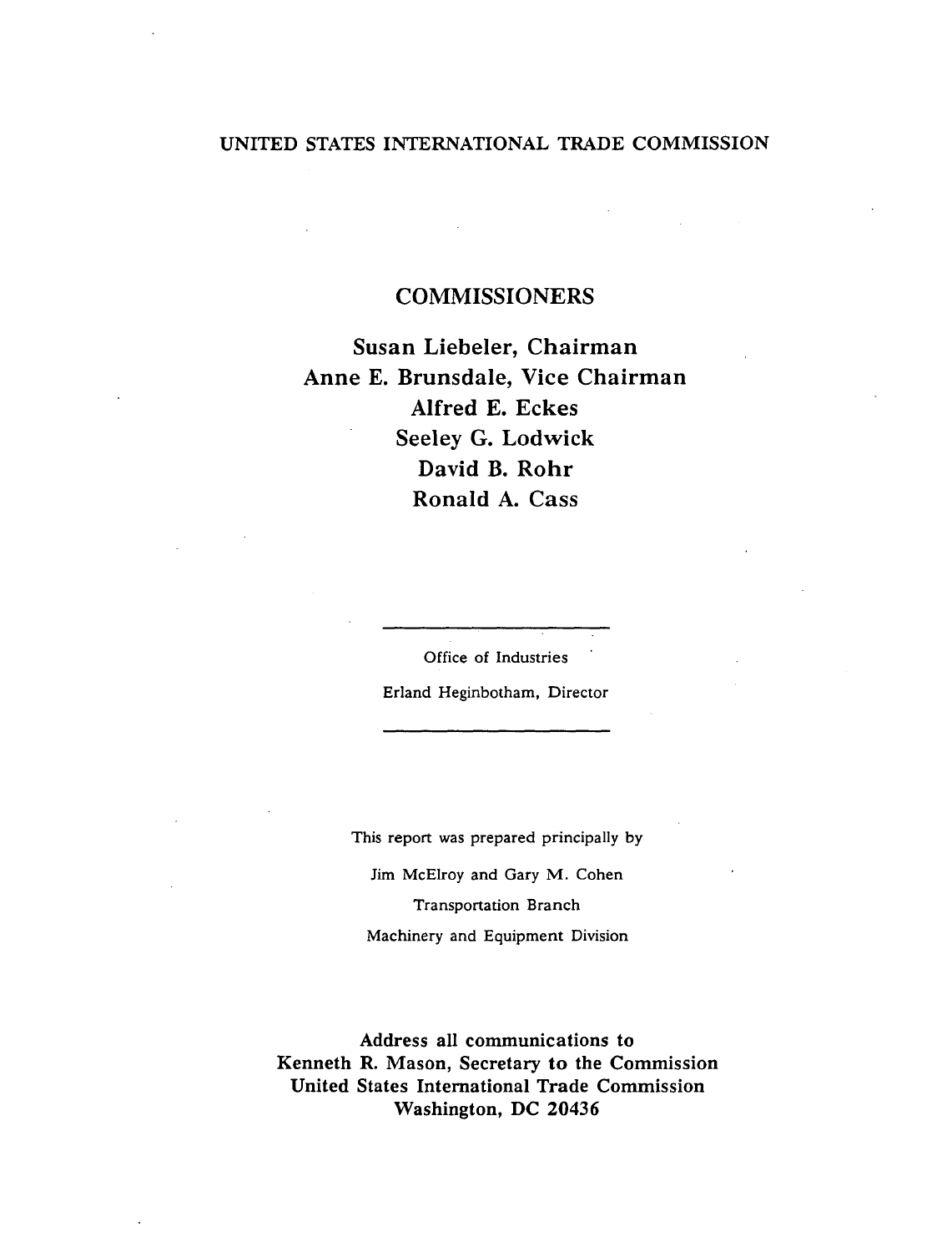UNITED STATES INTERNATIONAL TRADE COMMISSION

## COMMISSIONERS

**Susan Liebeler, Chairman**
**Anne E. Brunsdale, Vice Chairman**
**Alfred E. Eckes**
**Seeley G. Lodwick**
**David B. Rohr**
**Ronald A. Cass**

---

Office of Industries

Erland Heginbotham, Director

---

This report was prepared principally by

Jim McElroy and Gary M. Cohen

Transportation Branch

Machinery and Equipment Division

**Address all communications to**
**Kenneth R. Mason, Secretary to the Commission**
**United States International Trade Commission**
**Washington, DC 20436**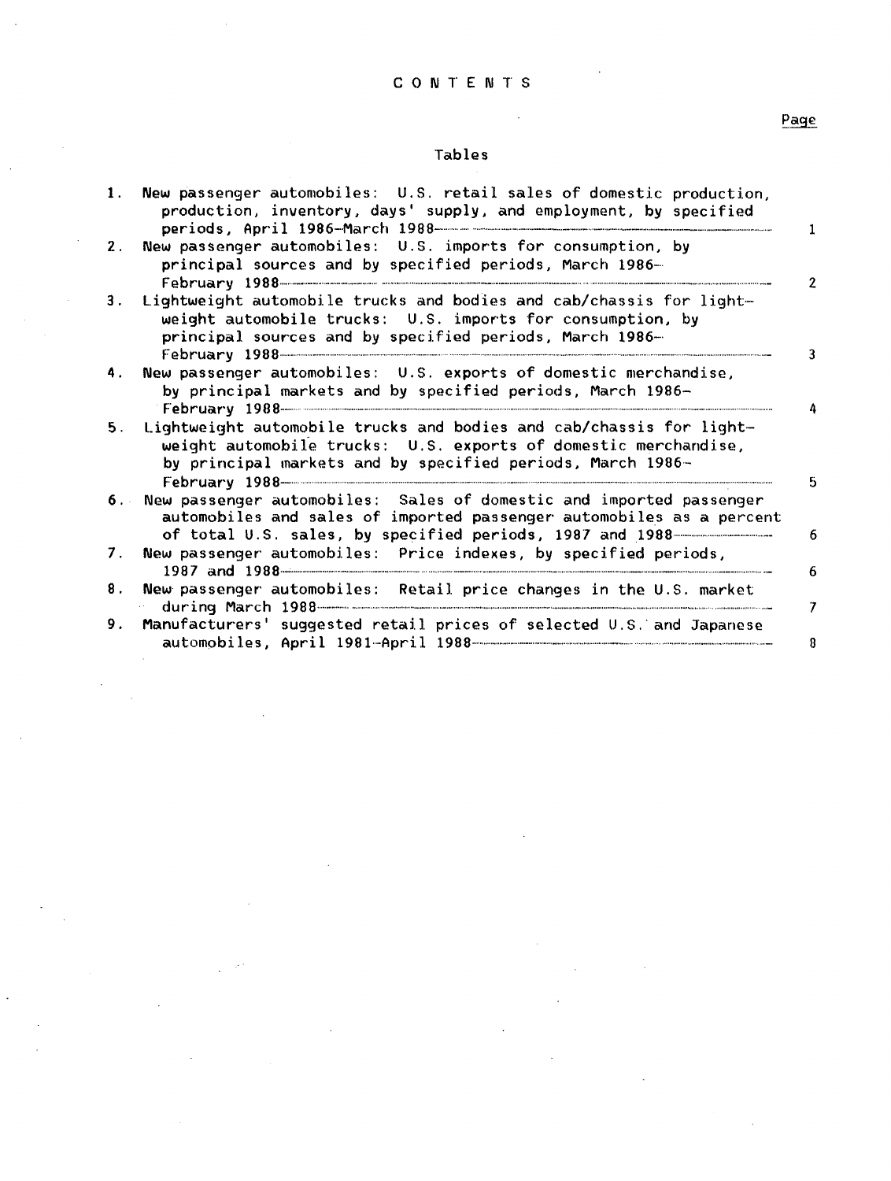# CONTENTS

## Tables

| | | Page |
|---|---|---|
| 1. | New passenger automobiles: U.S. retail sales of domestic production, production, inventory, days' supply, and employment, by specified periods, April 1986-March 1988 | 1 |
| 2. | New passenger automobiles: U.S. imports for consumption, by principal sources and by specified periods, March 1986-February 1988 | 2 |
| 3. | Lightweight automobile trucks and bodies and cab/chassis for lightweight automobile trucks: U.S. imports for consumption, by principal sources and by specified periods, March 1986-February 1988 | 3 |
| 4. | New passenger automobiles: U.S. exports of domestic merchandise, by principal markets and by specified periods, March 1986-February 1988 | 4 |
| 5. | Lightweight automobile trucks and bodies and cab/chassis for lightweight automobile trucks: U.S. exports of domestic merchandise, by principal markets and by specified periods, March 1986-February 1988 | 5 |
| 6. | New passenger automobiles: Sales of domestic and imported passenger automobiles and sales of imported passenger automobiles as a percent of total U.S. sales, by specified periods, 1987 and 1988 | 6 |
| 7. | New passenger automobiles: Price indexes, by specified periods, 1987 and 1988 | 6 |
| 8. | New passenger automobiles: Retail price changes in the U.S. market during March 1988 | 7 |
| 9. | Manufacturers' suggested retail prices of selected U.S. and Japanese automobiles, April 1981-April 1988 | 8 |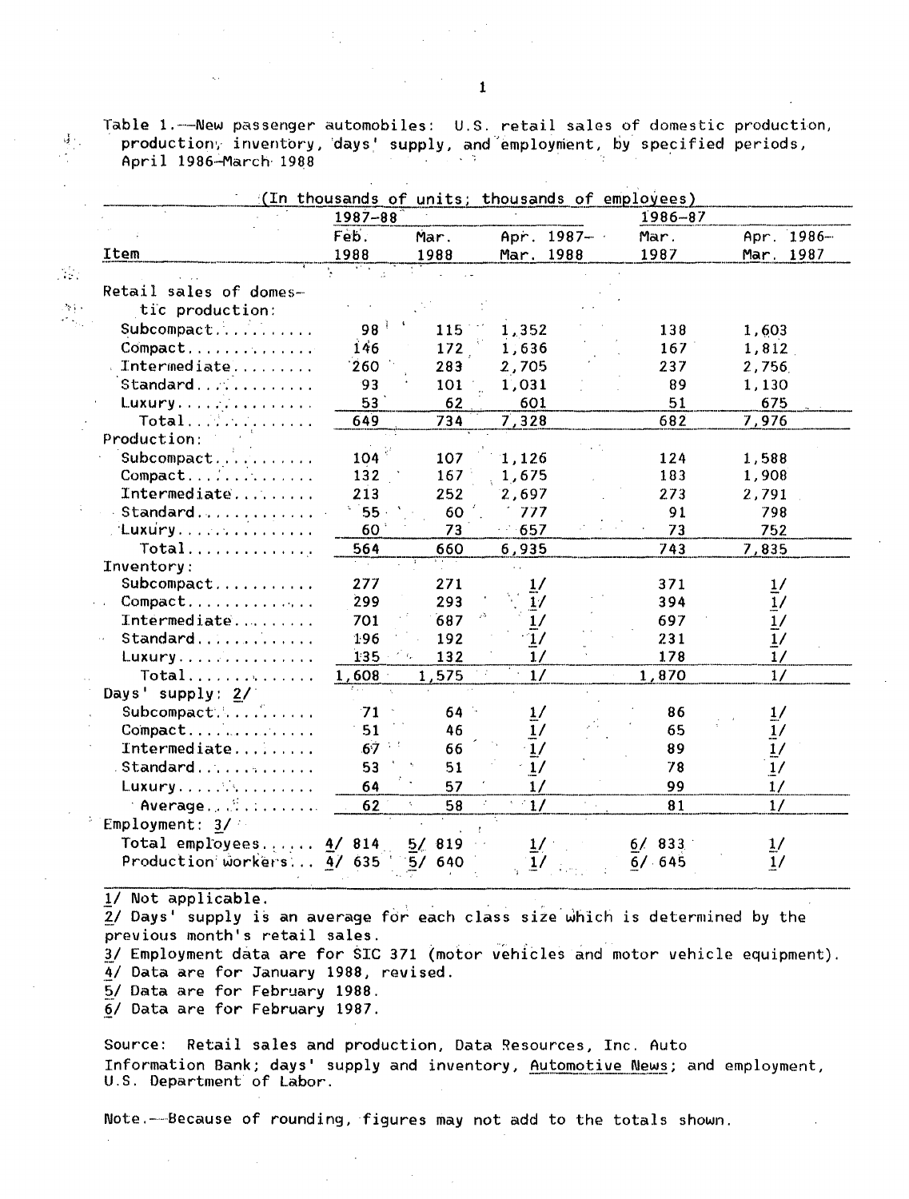Table 1.—New passenger automobiles: U.S. retail sales of domestic production, production, inventory, days' supply, and employment, by specified periods, April 1986–March 1988

(In thousands of units; thousands of employees)

| Item | 1987–88 | | | 1986–87 | |
|---|---|---|---|---|---|
| | Feb. 1988 | Mar. 1988 | Apr. 1987–Mar. 1988 | Mar. 1987 | Apr. 1986–Mar. 1987 |
| Retail sales of domestic production: | | | | | |
| Subcompact.......... | 98 | 115 | 1,352 | 138 | 1,603 |
| Compact............. | 146 | 172 | 1,636 | 167 | 1,812 |
| Intermediate......... | 260 | 283 | 2,705 | 237 | 2,756 |
| Standard............ | 93 | 101 | 1,031 | 89 | 1,130 |
| Luxury.............. | 53 | 62 | 601 | 51 | 675 |
| Total.............. | 649 | 734 | 7,328 | 682 | 7,976 |
| Production: | | | | | |
| Subcompact.......... | 104 | 107 | 1,126 | 124 | 1,588 |
| Compact............. | 132 | 167 | 1,675 | 183 | 1,908 |
| Intermediate......... | 213 | 252 | 2,697 | 273 | 2,791 |
| Standard............ | 55 | 60 | 777 | 91 | 798 |
| Luxury.............. | 60 | 73 | 657 | 73 | 752 |
| Total.............. | 564 | 660 | 6,935 | 743 | 7,835 |
| Inventory: | | | | | |
| Subcompact.......... | 277 | 271 | 1/ | 371 | 1/ |
| Compact............. | 299 | 293 | 1/ | 394 | 1/ |
| Intermediate......... | 701 | 687 | 1/ | 697 | 1/ |
| Standard............ | 196 | 192 | 1/ | 231 | 1/ |
| Luxury.............. | 135 | 132 | 1/ | 178 | 1/ |
| Total.............. | 1,608 | 1,575 | 1/ | 1,870 | 1/ |
| Days' supply: 2/ | | | | | |
| Subcompact.......... | 71 | 64 | 1/ | 86 | 1/ |
| Compact............. | 51 | 46 | 1/ | 65 | 1/ |
| Intermediate......... | 67 | 66 | 1/ | 89 | 1/ |
| Standard............ | 53 | 51 | 1/ | 78 | 1/ |
| Luxury.............. | 64 | 57 | 1/ | 99 | 1/ |
| Average............ | 62 | 58 | 1/ | 81 | 1/ |
| Employment: 3/ | | | | | |
| Total employees...... | 4/ 814 | 5/ 819 | 1/ | 6/ 833 | 1/ |
| Production workers... | 4/ 635 | 5/ 640 | 1/ | 6/ 645 | 1/ |

1/ Not applicable.
2/ Days' supply is an average for each class size which is determined by the previous month's retail sales.
3/ Employment data are for SIC 371 (motor vehicles and motor vehicle equipment).
4/ Data are for January 1988, revised.
5/ Data are for February 1988.
6/ Data are for February 1987.

Source: Retail sales and production, Data Resources, Inc. Auto Information Bank; days' supply and inventory, Automotive News; and employment, U.S. Department of Labor.

Note.—Because of rounding, figures may not add to the totals shown.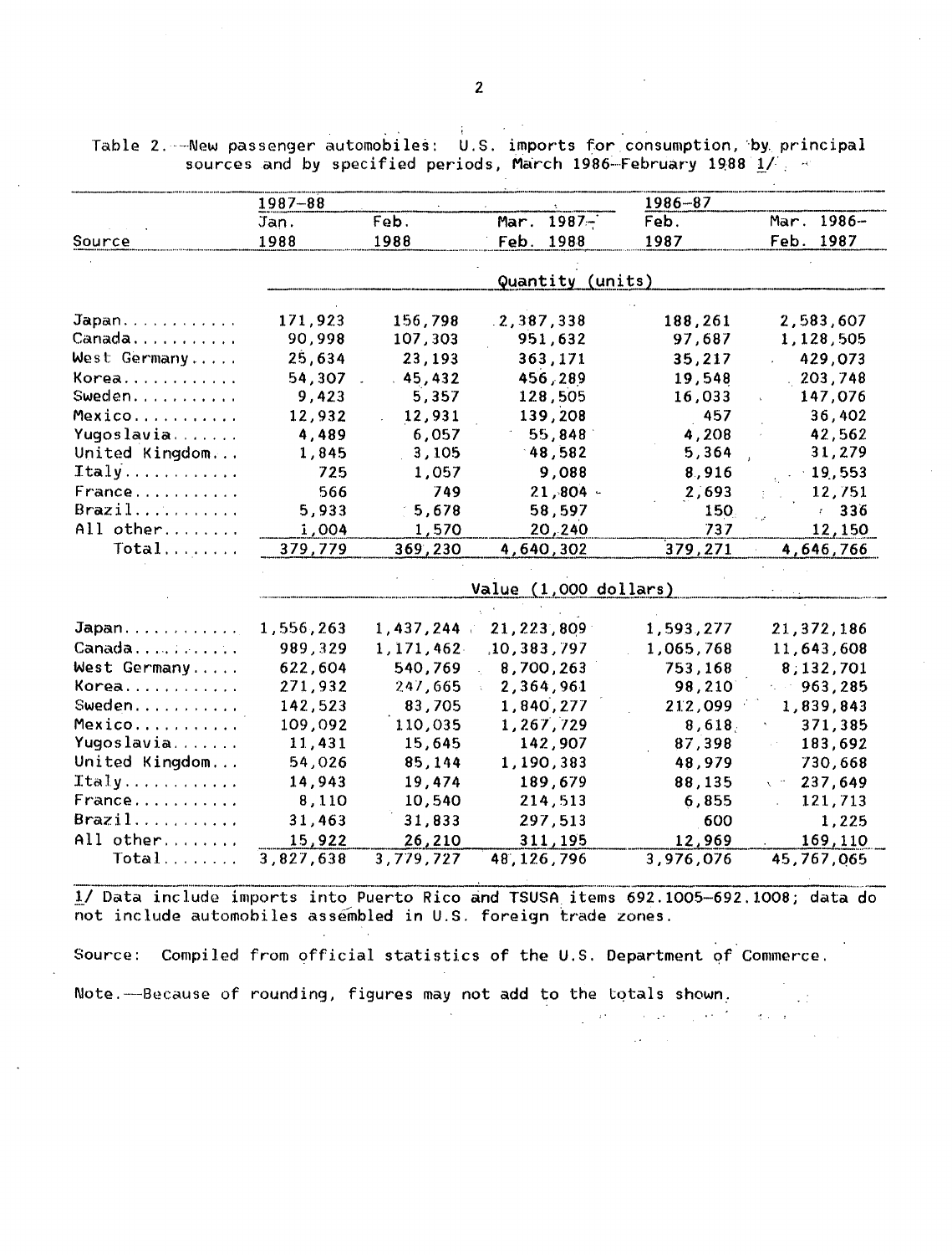Table 2.--New passenger automobiles: U.S. imports for consumption, by principal sources and by specified periods, March 1986-February 1988 1/

| Source | 1987-88 Jan. 1988 | Feb. 1988 | Mar. 1987-Feb. 1988 | 1986-87 Feb. 1987 | Mar. 1986-Feb. 1987 |
|---|---|---|---|---|---|
| | Quantity (units) | | | | |
| Japan | 171,923 | 156,798 | 2,387,338 | 188,261 | 2,583,607 |
| Canada | 90,998 | 107,303 | 951,632 | 97,687 | 1,128,505 |
| West Germany | 25,634 | 23,193 | 363,171 | 35,217 | 429,073 |
| Korea | 54,307 | 45,432 | 456,289 | 19,548 | 203,748 |
| Sweden | 9,423 | 5,357 | 128,505 | 16,033 | 147,076 |
| Mexico | 12,932 | 12,931 | 139,208 | 457 | 36,402 |
| Yugoslavia | 4,489 | 6,057 | 55,848 | 4,208 | 42,562 |
| United Kingdom | 1,845 | 3,105 | 48,582 | 5,364 | 31,279 |
| Italy | 725 | 1,057 | 9,088 | 8,916 | 19,553 |
| France | 566 | 749 | 21,804 | 2,693 | 12,751 |
| Brazil | 5,933 | 5,678 | 58,597 | 150 | 336 |
| All other | 1,004 | 1,570 | 20,240 | 737 | 12,150 |
| Total | 379,779 | 369,230 | 4,640,302 | 379,271 | 4,646,766 |
| | Value (1,000 dollars) | | | | |
| Japan | 1,556,263 | 1,437,244 | 21,223,809 | 1,593,277 | 21,372,186 |
| Canada | 989,329 | 1,171,462 | 10,383,797 | 1,065,768 | 11,643,608 |
| West Germany | 622,604 | 540,769 | 8,700,263 | 753,168 | 8,132,701 |
| Korea | 271,932 | 247,665 | 2,364,961 | 98,210 | 963,285 |
| Sweden | 142,523 | 83,705 | 1,840,277 | 212,099 | 1,839,843 |
| Mexico | 109,092 | 110,035 | 1,267,729 | 8,618 | 371,385 |
| Yugoslavia | 11,431 | 15,645 | 142,907 | 87,398 | 183,692 |
| United Kingdom | 54,026 | 85,144 | 1,190,383 | 48,979 | 730,668 |
| Italy | 14,943 | 19,474 | 189,679 | 88,135 | 237,649 |
| France | 8,110 | 10,540 | 214,513 | 6,855 | 121,713 |
| Brazil | 31,463 | 31,833 | 297,513 | 600 | 1,225 |
| All other | 15,922 | 26,210 | 311,195 | 12,969 | 169,110 |
| Total | 3,827,638 | 3,779,727 | 48,126,796 | 3,976,076 | 45,767,065 |

1/ Data include imports into Puerto Rico and TSUSA items 692.1005-692.1008; data do not include automobiles assembled in U.S. foreign trade zones.

Source: Compiled from official statistics of the U.S. Department of Commerce.

Note.--Because of rounding, figures may not add to the totals shown.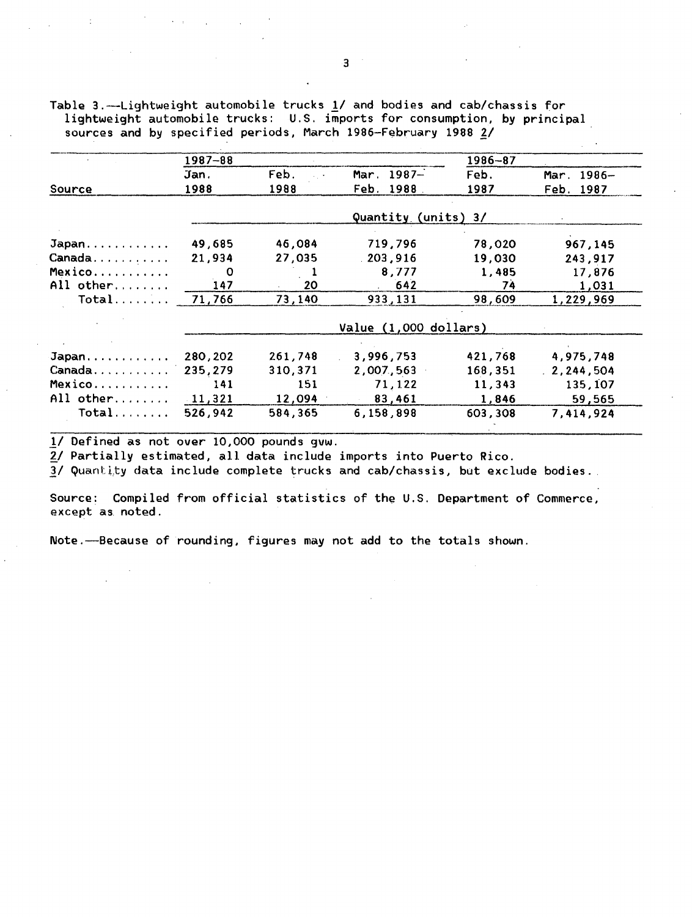Table 3.—Lightweight automobile trucks 1/ and bodies and cab/chassis for lightweight automobile trucks: U.S. imports for consumption, by principal sources and by specified periods, March 1986–February 1988 2/

| Source | 1987–88 | | | 1986–87 | |
|---|---|---|---|---|---|
| | Jan. 1988 | Feb. 1988 | Mar. 1987–Feb. 1988 | Feb. 1987 | Mar. 1986–Feb. 1987 |
| | Quantity (units) 3/ | | | | |
| Japan | 49,685 | 46,084 | 719,796 | 78,020 | 967,145 |
| Canada | 21,934 | 27,035 | 203,916 | 19,030 | 243,917 |
| Mexico | 0 | 1 | 8,777 | 1,485 | 17,876 |
| All other | 147 | 20 | 642 | 74 | 1,031 |
| Total | 71,766 | 73,140 | 933,131 | 98,609 | 1,229,969 |
| | Value (1,000 dollars) | | | | |
| Japan | 280,202 | 261,748 | 3,996,753 | 421,768 | 4,975,748 |
| Canada | 235,279 | 310,371 | 2,007,563 | 168,351 | 2,244,504 |
| Mexico | 141 | 151 | 71,122 | 11,343 | 135,107 |
| All other | 11,321 | 12,094 | 83,461 | 1,846 | 59,565 |
| Total | 526,942 | 584,365 | 6,158,898 | 603,308 | 7,414,924 |

1/ Defined as not over 10,000 pounds gvw.

2/ Partially estimated, all data include imports into Puerto Rico.

3/ Quantity data include complete trucks and cab/chassis, but exclude bodies.

Source: Compiled from official statistics of the U.S. Department of Commerce, except as noted.

Note.—Because of rounding, figures may not add to the totals shown.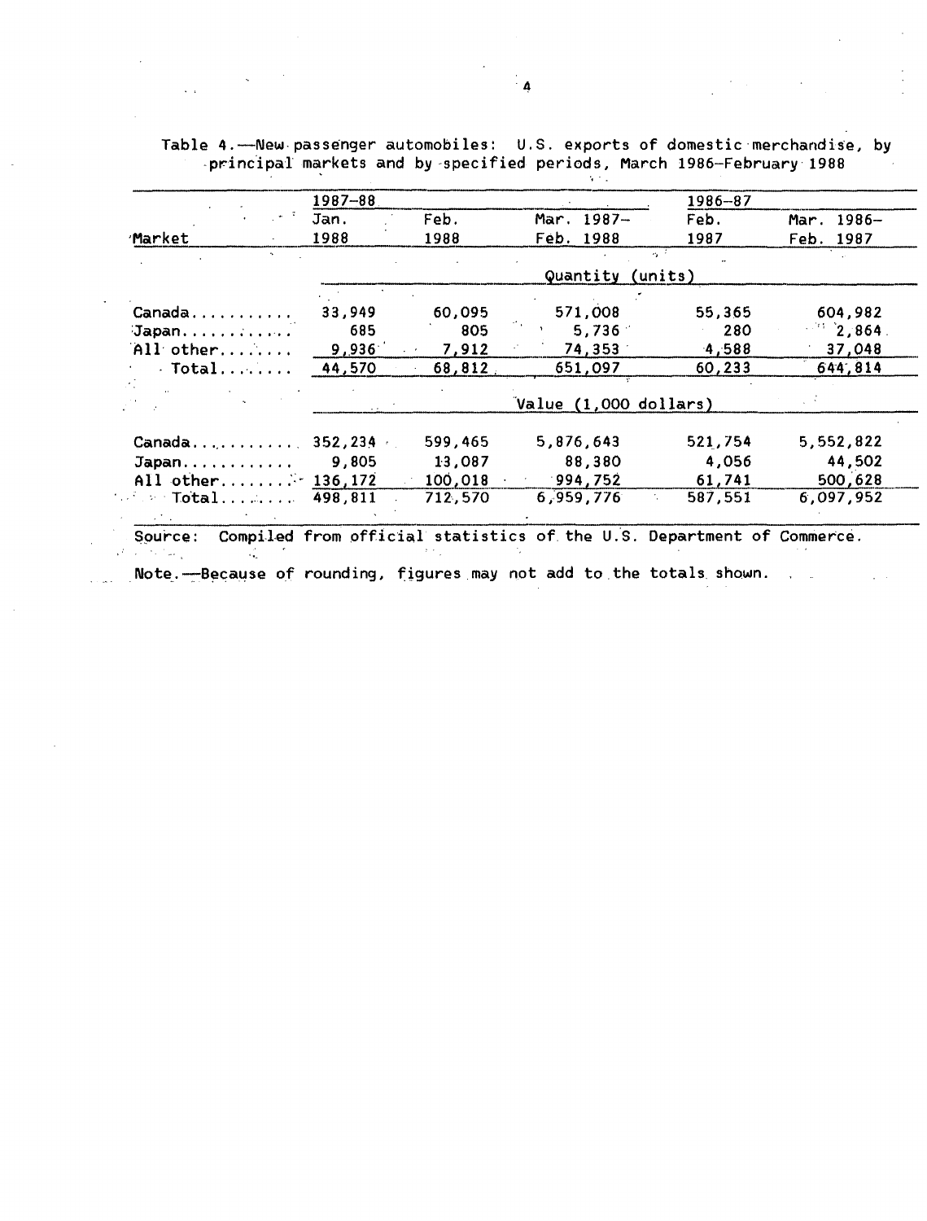Table 4.—New passenger automobiles: U.S. exports of domestic merchandise, by principal markets and by specified periods, March 1986–February 1988

| Market | 1987–88 | | | 1986–87 | |
|---|---|---|---|---|---|
| | Jan. 1988 | Feb. 1988 | Mar. 1987–Feb. 1988 | Feb. 1987 | Mar. 1986–Feb. 1987 |
| | Quantity (units) | | | | |
| Canada | 33,949 | 60,095 | 571,008 | 55,365 | 604,982 |
| Japan | 685 | 805 | 5,736 | 280 | 2,864 |
| All other | 9,936 | 7,912 | 74,353 | 4,588 | 37,048 |
| Total | 44,570 | 68,812 | 651,097 | 60,233 | 644,814 |
| | Value (1,000 dollars) | | | | |
| Canada | 352,234 | 599,465 | 5,876,643 | 521,754 | 5,552,822 |
| Japan | 9,805 | 13,087 | 88,380 | 4,056 | 44,502 |
| All other | 136,172 | 100,018 | 994,752 | 61,741 | 500,628 |
| Total | 498,811 | 712,570 | 6,959,776 | 587,551 | 6,097,952 |

Source: Compiled from official statistics of the U.S. Department of Commerce.

Note.—Because of rounding, figures may not add to the totals shown.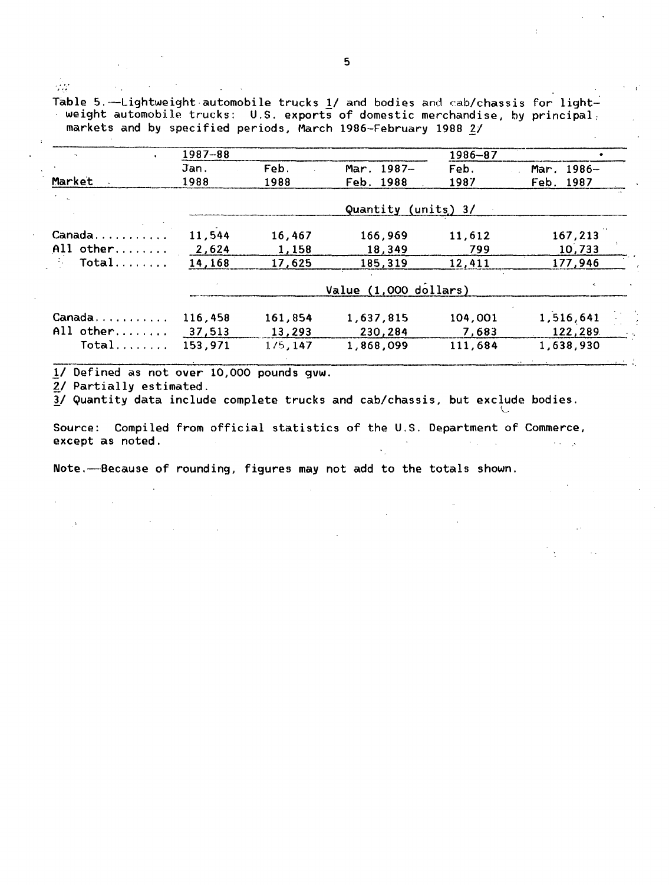Table 5.—Lightweight automobile trucks 1/ and bodies and cab/chassis for lightweight automobile trucks: U.S. exports of domestic merchandise, by principal markets and by specified periods, March 1986–February 1988 2/

| Market | 1987–88 | | | 1986–87 | |
|---|---|---|---|---|---|
| | Jan. 1988 | Feb. 1988 | Mar. 1987–Feb. 1988 | Feb. 1987 | Mar. 1986–Feb. 1987 |
| | Quantity (units) 3/ | | | | |
| Canada | 11,544 | 16,467 | 166,969 | 11,612 | 167,213 |
| All other | 2,624 | 1,158 | 18,349 | 799 | 10,733 |
| Total | 14,168 | 17,625 | 185,319 | 12,411 | 177,946 |
| | Value (1,000 dollars) | | | | |
| Canada | 116,458 | 161,854 | 1,637,815 | 104,001 | 1,516,641 |
| All other | 37,513 | 13,293 | 230,284 | 7,683 | 122,289 |
| Total | 153,971 | 175,147 | 1,868,099 | 111,684 | 1,638,930 |

1/ Defined as not over 10,000 pounds gvw.

2/ Partially estimated.

3/ Quantity data include complete trucks and cab/chassis, but exclude bodies.

Source: Compiled from official statistics of the U.S. Department of Commerce, except as noted.

Note.—Because of rounding, figures may not add to the totals shown.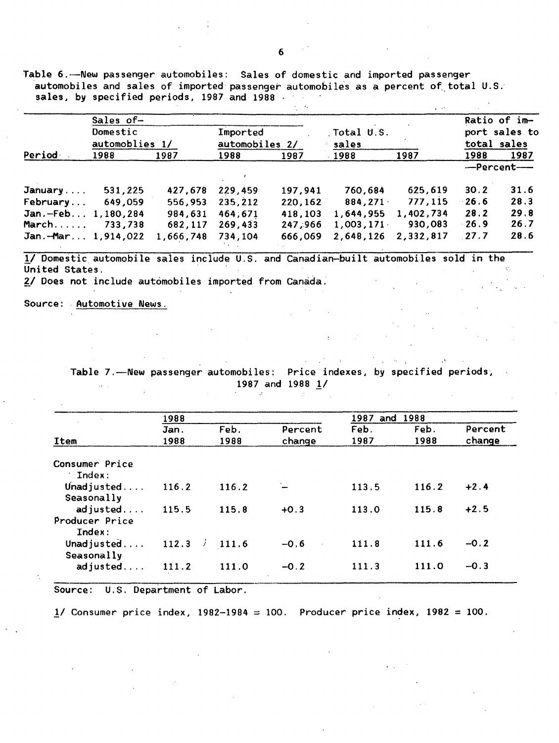Table 6.—New passenger automobiles: Sales of domestic and imported passenger automobiles and sales of imported passenger automobiles as a percent of total U.S. sales, by specified periods, 1987 and 1988

| Period | Sales of— Domestic automoblies 1/ | | Imported automobiles 2/ | | Total U.S. sales | | Ratio of import sales to total sales | |
|---|---|---|---|---|---|---|---|---|
| | 1988 | 1987 | 1988 | 1987 | 1988 | 1987 | 1988 | 1987 |
| | | | | | | | —Percent— | |
| January.... | 531,225 | 427,678 | 229,459 | 197,941 | 760,684 | 625,619 | 30.2 | 31.6 |
| February... | 649,059 | 556,953 | 235,212 | 220,162 | 884,271 | 777,115 | 26.6 | 28.3 |
| Jan.-Feb... | 1,180,284 | 984,631 | 464,671 | 418,103 | 1,644,955 | 1,402,734 | 28.2 | 29.8 |
| March...... | 733,738 | 682,117 | 269,433 | 247,966 | 1,003,171 | 930,083 | 26.9 | 26.7 |
| Jan.-Mar... | 1,914,022 | 1,666,748 | 734,104 | 666,069 | 2,648,126 | 2,332,817 | 27.7 | 28.6 |

1/ Domestic automobile sales include U.S. and Canadian-built automobiles sold in the United States.
2/ Does not include automobiles imported from Canada.

Source: Automotive News.

Table 7.—New passenger automobiles: Price indexes, by specified periods, 1987 and 1988 1/

| Item | 1988 Jan. 1988 | Feb. 1988 | Percent change | 1987 and 1988 Feb. 1987 | Feb. 1988 | Percent change |
|---|---|---|---|---|---|---|
| Consumer Price Index: | | | | | | |
| Unadjusted.... | 116.2 | 116.2 | – | 113.5 | 116.2 | +2.4 |
| Seasonally adjusted.... | 115.5 | 115.8 | +0.3 | 113.0 | 115.8 | +2.5 |
| Producer Price Index: | | | | | | |
| Unadjusted.... | 112.3 | 111.6 | -0.6 | 111.8 | 111.6 | -0.2 |
| Seasonally adjusted.... | 111.2 | 111.0 | -0.2 | 111.3 | 111.0 | -0.3 |

Source: U.S. Department of Labor.

1/ Consumer price index, 1982-1984 = 100. Producer price index, 1982 = 100.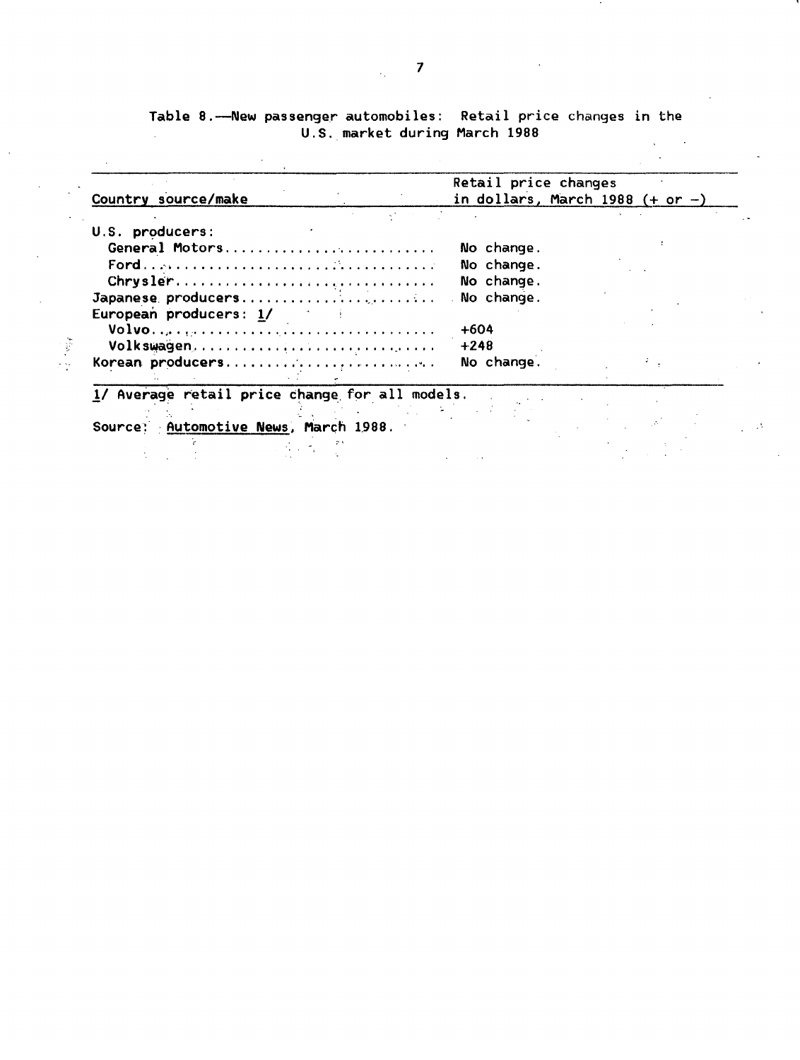Table 8.—New passenger automobiles: Retail price changes in the U.S. market during March 1988

| Country source/make | Retail price changes in dollars, March 1988 (+ or −) |
|---|---|
| U.S. producers: | |
| General Motors | No change. |
| Ford | No change. |
| Chrysler | No change. |
| Japanese producers | No change. |
| European producers: 1/ | |
| Volvo | +604 |
| Volkswagen | +248 |
| Korean producers | No change. |

1/ Average retail price change for all models.

Source: Automotive News, March 1988.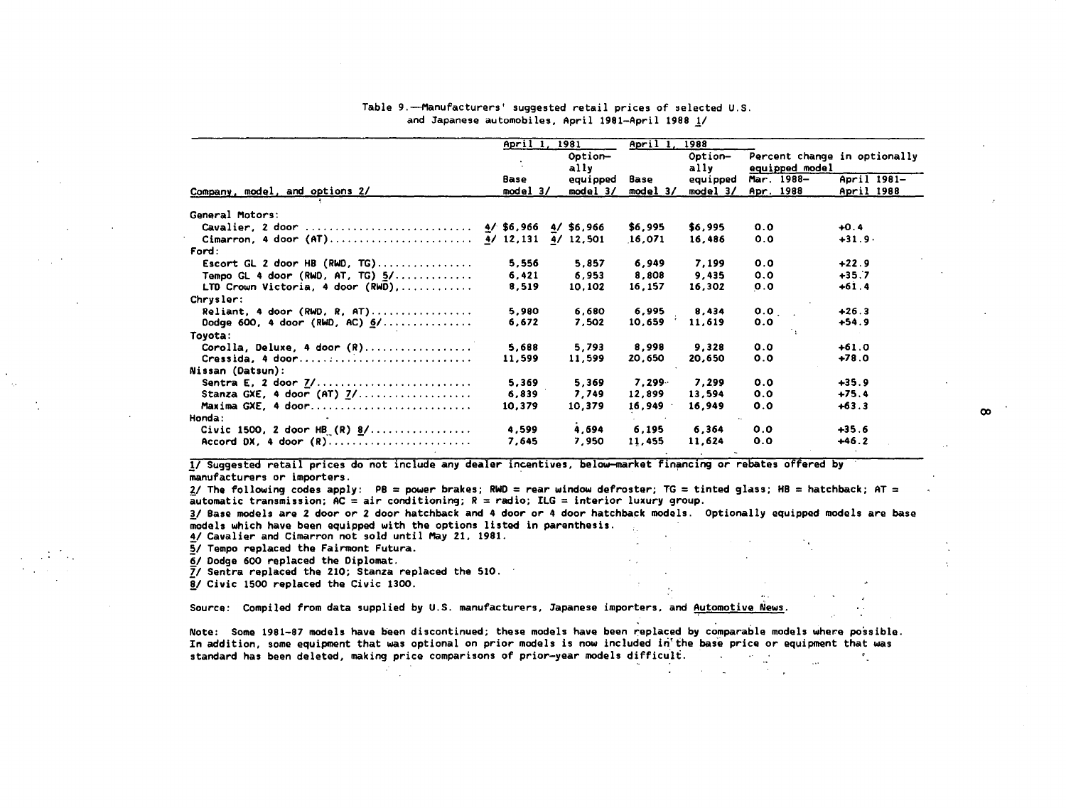Table 9.—Manufacturers' suggested retail prices of selected U.S. and Japanese automobiles, April 1981–April 1988 1/

| Company, model, and options 2/ | April 1, 1981 Base model 3/ | April 1, 1981 Optionally equipped model 3/ | April 1, 1988 Base model 3/ | April 1, 1988 Optionally equipped model 3/ | Percent change in optionally equipped model Mar. 1988–Apr. 1988 | Percent change in optionally equipped model April 1981–April 1988 |
|---|---|---|---|---|---|---|
| General Motors: | | | | | | |
| Cavalier, 2 door | 4/ $6,966 | 4/ $6,966 | $6,995 | $6,995 | 0.0 | +0.4 |
| Cimarron, 4 door (AT) | 4/ 12,131 | 4/ 12,501 | 16,071 | 16,486 | 0.0 | +31.9 |
| Ford: | | | | | | |
| Escort GL 2 door HB (RWD, TG) | 5,556 | 5,857 | 6,949 | 7,199 | 0.0 | +22.9 |
| Tempo GL 4 door (RWD, AT, TG) 5/ | 6,421 | 6,953 | 8,808 | 9,435 | 0.0 | +35.7 |
| LTD Crown Victoria, 4 door (RWD) | 8,519 | 10,102 | 16,157 | 16,302 | 0.0 | +61.4 |
| Chrysler: | | | | | | |
| Reliant, 4 door (RWD, R, AT) | 5,980 | 6,680 | 6,995 | 8,434 | 0.0 | +26.3 |
| Dodge 600, 4 door (RWD, AC) 6/ | 6,672 | 7,502 | 10,659 | 11,619 | 0.0 | +54.9 |
| Toyota: | | | | | | |
| Corolla, Deluxe, 4 door (R) | 5,688 | 5,793 | 8,998 | 9,328 | 0.0 | +61.0 |
| Cressida, 4 door | 11,599 | 11,599 | 20,650 | 20,650 | 0.0 | +78.0 |
| Nissan (Datsun): | | | | | | |
| Sentra E, 2 door 7/ | 5,369 | 5,369 | 7,299 | 7,299 | 0.0 | +35.9 |
| Stanza GXE, 4 door (AT) 7/ | 6,839 | 7,749 | 12,899 | 13,594 | 0.0 | +75.4 |
| Maxima GXE, 4 door | 10,379 | 10,379 | 16,949 | 16,949 | 0.0 | +63.3 |
| Honda: | | | | | | |
| Civic 1500, 2 door HB (R) 8/ | 4,599 | 4,694 | 6,195 | 6,364 | 0.0 | +35.6 |
| Accord DX, 4 door (R) | 7,645 | 7,950 | 11,455 | 11,624 | 0.0 | +46.2 |

1/ Suggested retail prices do not include any dealer incentives, below-market financing or rebates offered by manufacturers or importers.

2/ The following codes apply: PB = power brakes; RWD = rear window defroster; TG = tinted glass; HB = hatchback; AT = automatic transmission; AC = air conditioning; R = radio; ILG = interior luxury group.

3/ Base models are 2 door or 2 door hatchback and 4 door or 4 door hatchback models. Optionally equipped models are base models which have been equipped with the options listed in parenthesis.

4/ Cavalier and Cimarron not sold until May 21, 1981.

5/ Tempo replaced the Fairmont Futura.

6/ Dodge 600 replaced the Diplomat.

7/ Sentra replaced the 210; Stanza replaced the 510.

8/ Civic 1500 replaced the Civic 1300.

Source: Compiled from data supplied by U.S. manufacturers, Japanese importers, and Automotive News.

Note: Some 1981-87 models have been discontinued; these models have been replaced by comparable models where possible. In addition, some equipment that was optional on prior models is now included in the base price or equipment that was standard has been deleted, making price comparisons of prior-year models difficult.